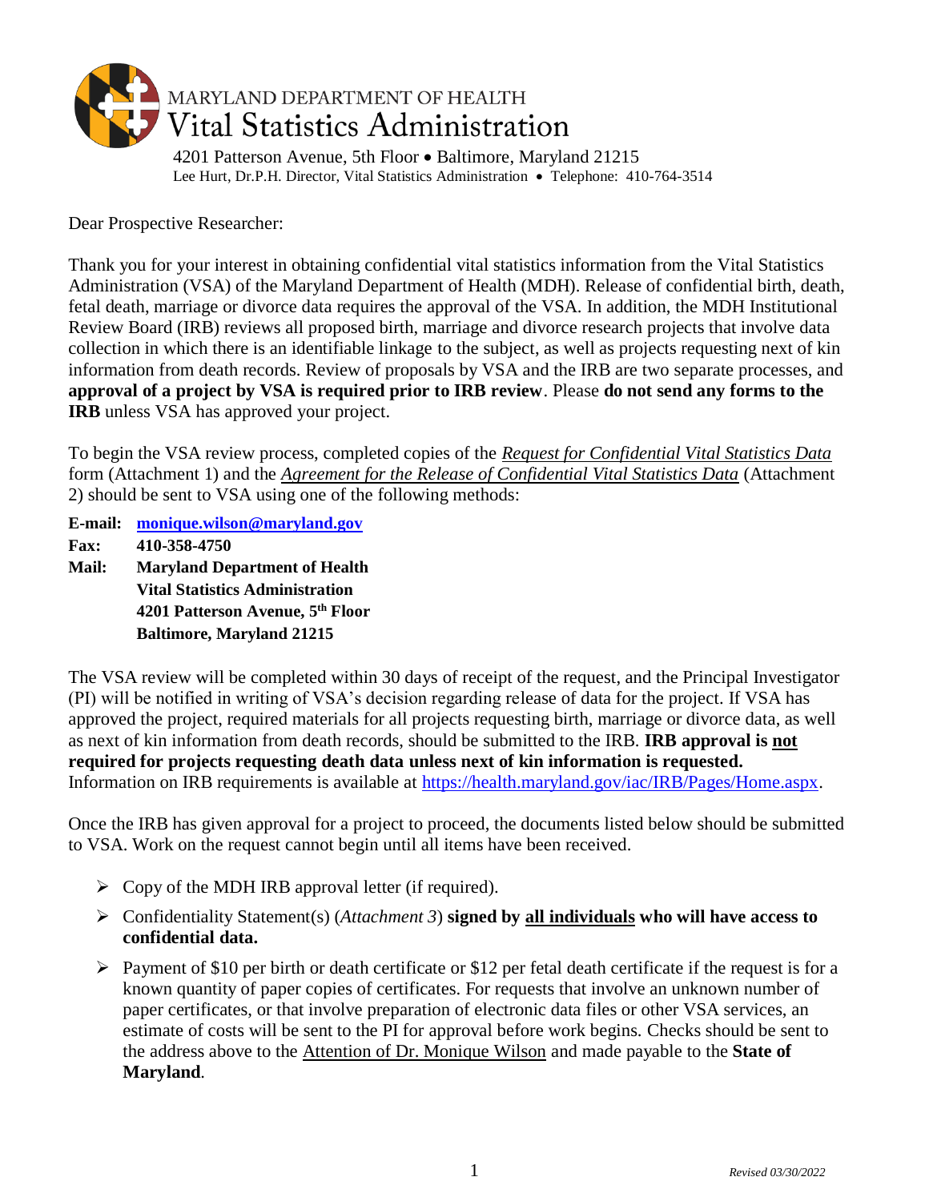MARYLAND DEPARTMENT OF HEALTH
# Vital Statistics Administration

4201 Patterson Avenue, 5th Floor • Baltimore, Maryland 21215
Lee Hurt, Dr.P.H. Director, Vital Statistics Administration • Telephone: 410-764-3514

Dear Prospective Researcher:

Thank you for your interest in obtaining confidential vital statistics information from the Vital Statistics Administration (VSA) of the Maryland Department of Health (MDH). Release of confidential birth, death, fetal death, marriage or divorce data requires the approval of the VSA. In addition, the MDH Institutional Review Board (IRB) reviews all proposed birth, marriage and divorce research projects that involve data collection in which there is an identifiable linkage to the subject, as well as projects requesting next of kin information from death records. Review of proposals by VSA and the IRB are two separate processes, and **approval of a project by VSA is required prior to IRB review**. Please **do not send any forms to the IRB** unless VSA has approved your project.

To begin the VSA review process, completed copies of the *Request for Confidential Vital Statistics Data* form (Attachment 1) and the *Agreement for the Release of Confidential Vital Statistics Data* (Attachment 2) should be sent to VSA using one of the following methods:

**E-mail:** **monique.wilson@maryland.gov**
**Fax:** **410-358-4750**
**Mail:** **Maryland Department of Health**
**Vital Statistics Administration**
**4201 Patterson Avenue, 5th Floor**
**Baltimore, Maryland 21215**

The VSA review will be completed within 30 days of receipt of the request, and the Principal Investigator (PI) will be notified in writing of VSA's decision regarding release of data for the project. If VSA has approved the project, required materials for all projects requesting birth, marriage or divorce data, as well as next of kin information from death records, should be submitted to the IRB. **IRB approval is not required for projects requesting death data unless next of kin information is requested.** Information on IRB requirements is available at https://health.maryland.gov/iac/IRB/Pages/Home.aspx.

Once the IRB has given approval for a project to proceed, the documents listed below should be submitted to VSA. Work on the request cannot begin until all items have been received.

- Copy of the MDH IRB approval letter (if required).
- Confidentiality Statement(s) (*Attachment 3*) **signed by all individuals who will have access to confidential data.**
- Payment of $10 per birth or death certificate or $12 per fetal death certificate if the request is for a known quantity of paper copies of certificates. For requests that involve an unknown number of paper certificates, or that involve preparation of electronic data files or other VSA services, an estimate of costs will be sent to the PI for approval before work begins. Checks should be sent to the address above to the Attention of Dr. Monique Wilson and made payable to the **State of Maryland**.

*Revised 03/30/2022*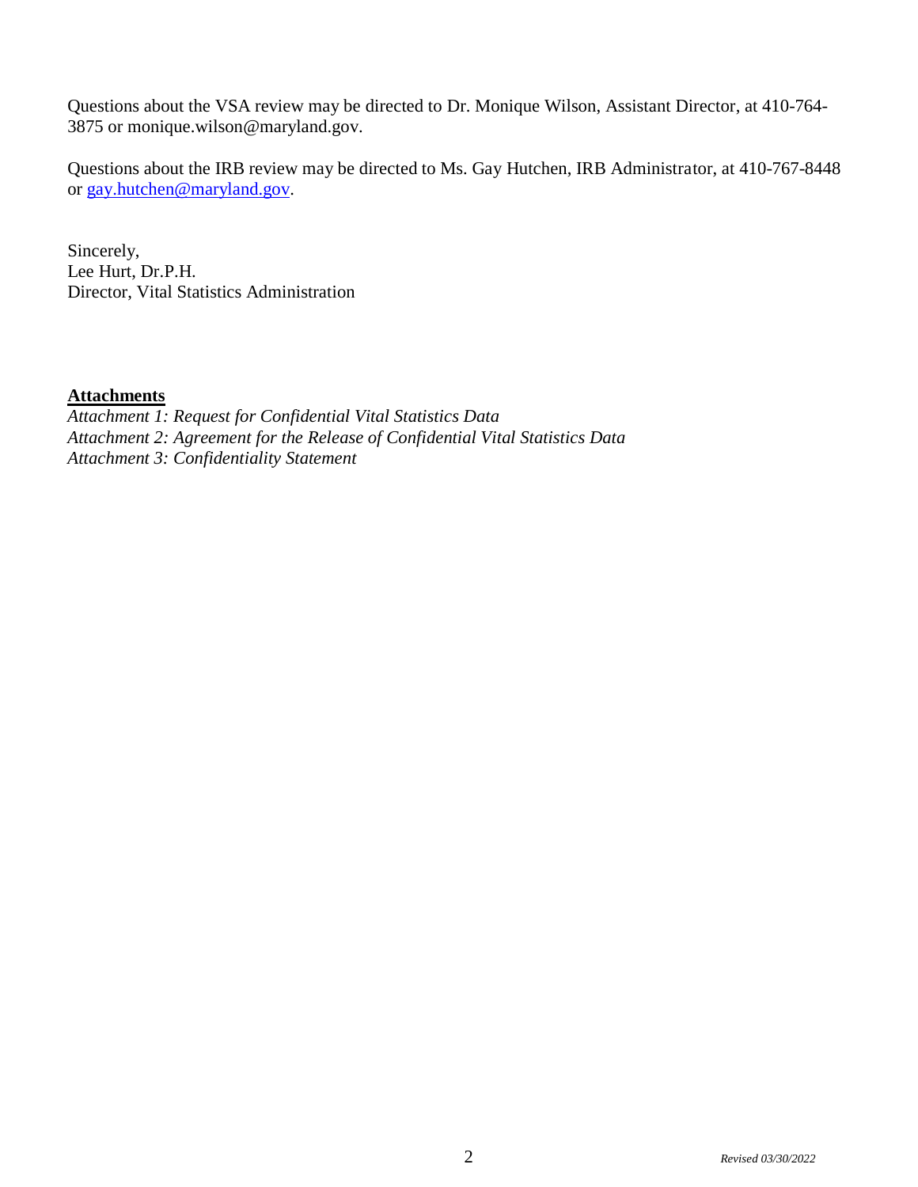Questions about the VSA review may be directed to Dr. Monique Wilson, Assistant Director, at 410-764-3875 or monique.wilson@maryland.gov.

Questions about the IRB review may be directed to Ms. Gay Hutchen, IRB Administrator, at 410-767-8448 or gay.hutchen@maryland.gov.

Sincerely,
Lee Hurt, Dr.P.H.
Director, Vital Statistics Administration

**Attachments**

*Attachment 1: Request for Confidential Vital Statistics Data*
*Attachment 2: Agreement for the Release of Confidential Vital Statistics Data*
*Attachment 3: Confidentiality Statement*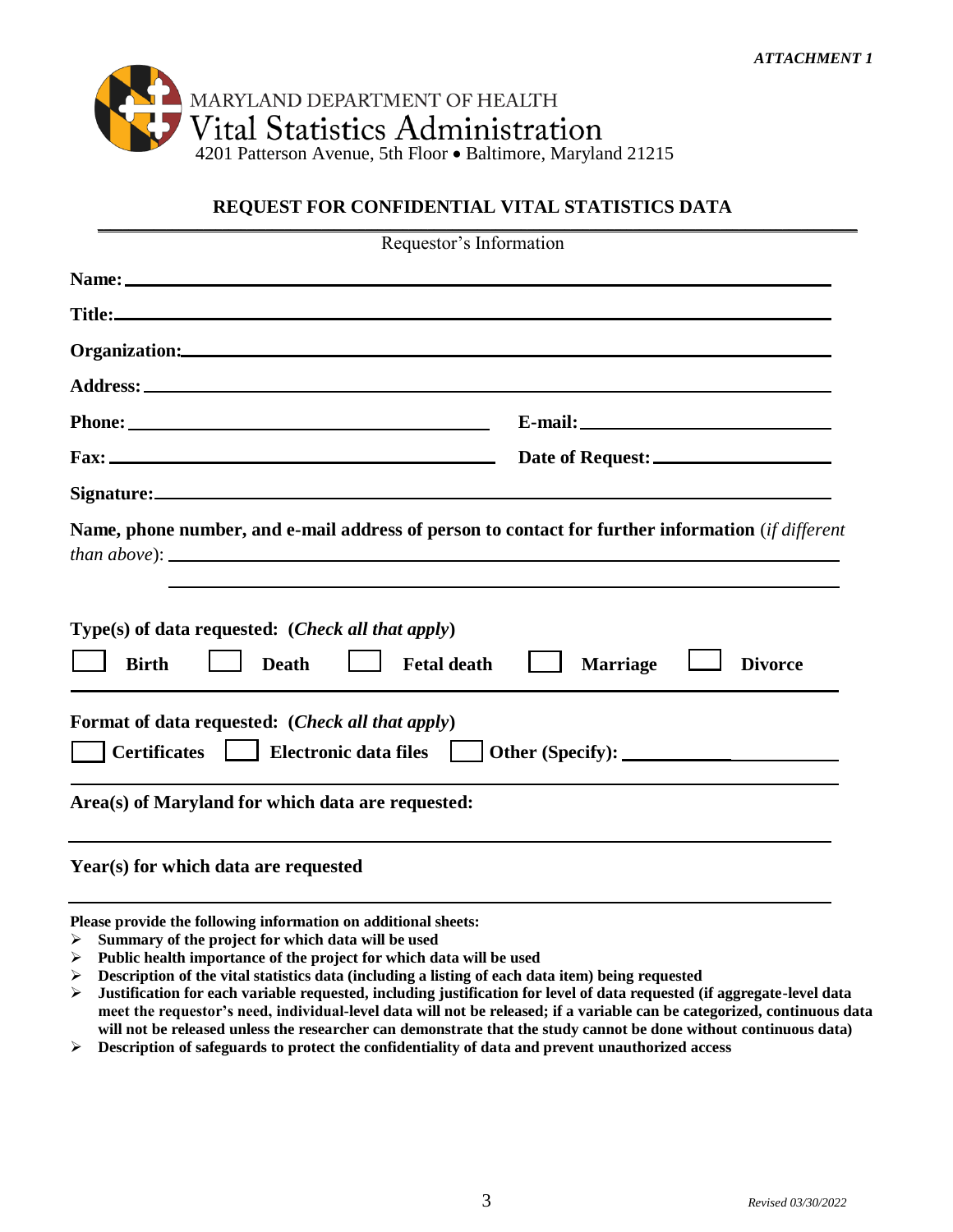*ATTACHMENT 1*

MARYLAND DEPARTMENT OF HEALTH
Vital Statistics Administration
4201 Patterson Avenue, 5th Floor • Baltimore, Maryland 21215

## REQUEST FOR CONFIDENTIAL VITAL STATISTICS DATA

Requestor's Information

**Name:** ______________________________________________

**Title:** ______________________________________________

**Organization:** ______________________________________________

**Address:** ______________________________________________

**Phone:** ________________________ **E-mail:** ________________________

**Fax:** ________________________ **Date of Request:** ________________________

**Signature:** ______________________________________________

**Name, phone number, and e-mail address of person to contact for further information** (*if different than above*): ______________________________________________

______________________________________________

**Type(s) of data requested: (*Check all that apply*)**

☐ **Birth** ☐ **Death** ☐ **Fetal death** ☐ **Marriage** ☐ **Divorce**

**Format of data requested: (*Check all that apply*)**

☐ **Certificates** ☐ **Electronic data files** ☐ **Other (Specify):** ________________________

**Area(s) of Maryland for which data are requested:**

______________________________________________

**Year(s) for which data are requested**

______________________________________________

**Please provide the following information on additional sheets:**

- **Summary of the project for which data will be used**
- **Public health importance of the project for which data will be used**
- **Description of the vital statistics data (including a listing of each data item) being requested**
- **Justification for each variable requested, including justification for level of data requested (if aggregate-level data meet the requestor's need, individual-level data will not be released; if a variable can be categorized, continuous data will not be released unless the researcher can demonstrate that the study cannot be done without continuous data)**
- **Description of safeguards to protect the confidentiality of data and prevent unauthorized access**

*Revised 03/30/2022*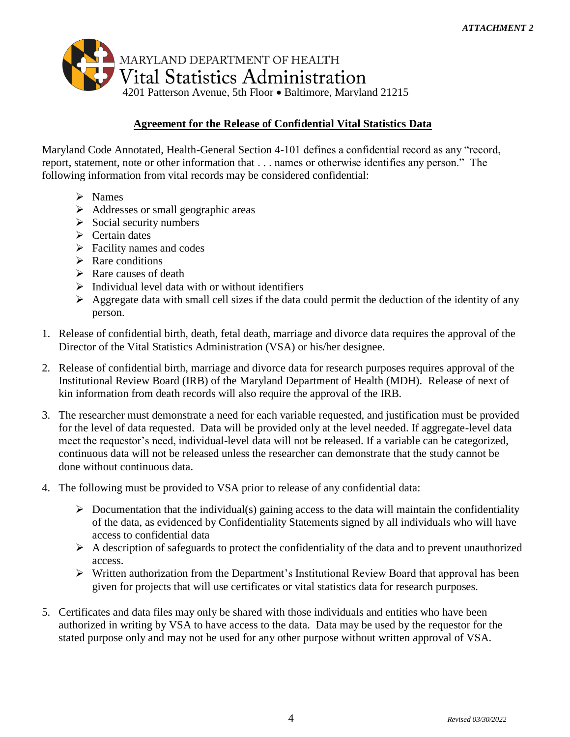*ATTACHMENT 2*

MARYLAND DEPARTMENT OF HEALTH
Vital Statistics Administration
4201 Patterson Avenue, 5th Floor • Baltimore, Maryland 21215

## Agreement for the Release of Confidential Vital Statistics Data

Maryland Code Annotated, Health-General Section 4-101 defines a confidential record as any "record, report, statement, note or other information that . . . names or otherwise identifies any person." The following information from vital records may be considered confidential:

- Names
- Addresses or small geographic areas
- Social security numbers
- Certain dates
- Facility names and codes
- Rare conditions
- Rare causes of death
- Individual level data with or without identifiers
- Aggregate data with small cell sizes if the data could permit the deduction of the identity of any person.

1. Release of confidential birth, death, fetal death, marriage and divorce data requires the approval of the Director of the Vital Statistics Administration (VSA) or his/her designee.

2. Release of confidential birth, marriage and divorce data for research purposes requires approval of the Institutional Review Board (IRB) of the Maryland Department of Health (MDH). Release of next of kin information from death records will also require the approval of the IRB.

3. The researcher must demonstrate a need for each variable requested, and justification must be provided for the level of data requested. Data will be provided only at the level needed. If aggregate-level data meet the requestor's need, individual-level data will not be released. If a variable can be categorized, continuous data will not be released unless the researcher can demonstrate that the study cannot be done without continuous data.

4. The following must be provided to VSA prior to release of any confidential data:

   - Documentation that the individual(s) gaining access to the data will maintain the confidentiality of the data, as evidenced by Confidentiality Statements signed by all individuals who will have access to confidential data
   - A description of safeguards to protect the confidentiality of the data and to prevent unauthorized access.
   - Written authorization from the Department's Institutional Review Board that approval has been given for projects that will use certificates or vital statistics data for research purposes.

5. Certificates and data files may only be shared with those individuals and entities who have been authorized in writing by VSA to have access to the data. Data may be used by the requestor for the stated purpose only and may not be used for any other purpose without written approval of VSA.

*Revised 03/30/2022*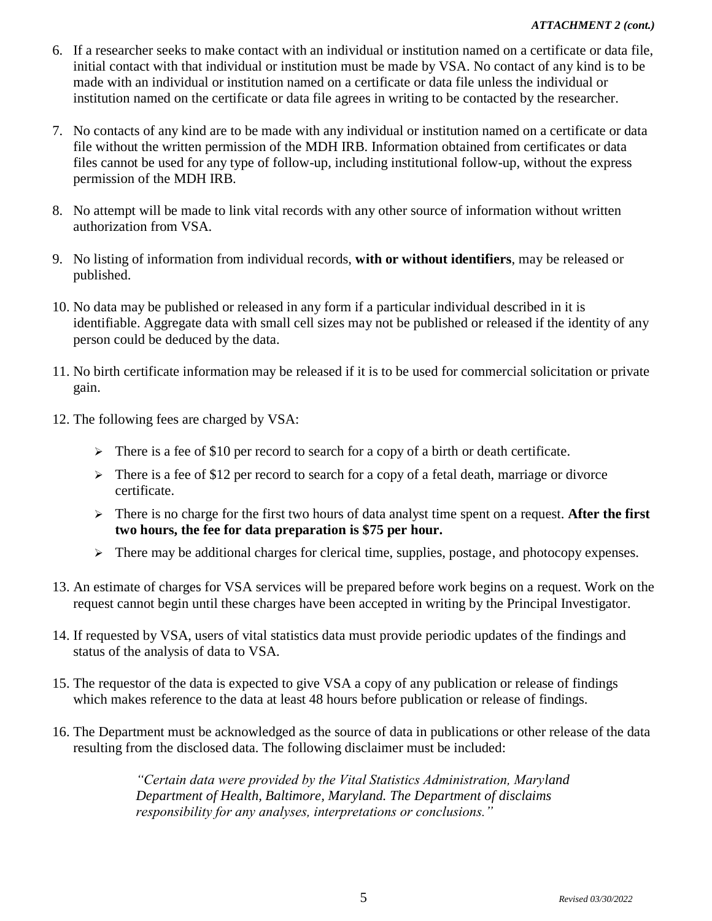*ATTACHMENT 2 (cont.)*

6. If a researcher seeks to make contact with an individual or institution named on a certificate or data file, initial contact with that individual or institution must be made by VSA. No contact of any kind is to be made with an individual or institution named on a certificate or data file unless the individual or institution named on the certificate or data file agrees in writing to be contacted by the researcher.

7. No contacts of any kind are to be made with any individual or institution named on a certificate or data file without the written permission of the MDH IRB. Information obtained from certificates or data files cannot be used for any type of follow-up, including institutional follow-up, without the express permission of the MDH IRB.

8. No attempt will be made to link vital records with any other source of information without written authorization from VSA.

9. No listing of information from individual records, **with or without identifiers**, may be released or published.

10. No data may be published or released in any form if a particular individual described in it is identifiable. Aggregate data with small cell sizes may not be published or released if the identity of any person could be deduced by the data.

11. No birth certificate information may be released if it is to be used for commercial solicitation or private gain.

12. The following fees are charged by VSA:

    - There is a fee of $10 per record to search for a copy of a birth or death certificate.
    - There is a fee of $12 per record to search for a copy of a fetal death, marriage or divorce certificate.
    - There is no charge for the first two hours of data analyst time spent on a request. **After the first two hours, the fee for data preparation is $75 per hour.**
    - There may be additional charges for clerical time, supplies, postage, and photocopy expenses.

13. An estimate of charges for VSA services will be prepared before work begins on a request. Work on the request cannot begin until these charges have been accepted in writing by the Principal Investigator.

14. If requested by VSA, users of vital statistics data must provide periodic updates of the findings and status of the analysis of data to VSA.

15. The requestor of the data is expected to give VSA a copy of any publication or release of findings which makes reference to the data at least 48 hours before publication or release of findings.

16. The Department must be acknowledged as the source of data in publications or other release of the data resulting from the disclosed data. The following disclaimer must be included:

    *"Certain data were provided by the Vital Statistics Administration, Maryland Department of Health, Baltimore, Maryland. The Department of disclaims responsibility for any analyses, interpretations or conclusions."*

*Revised 03/30/2022*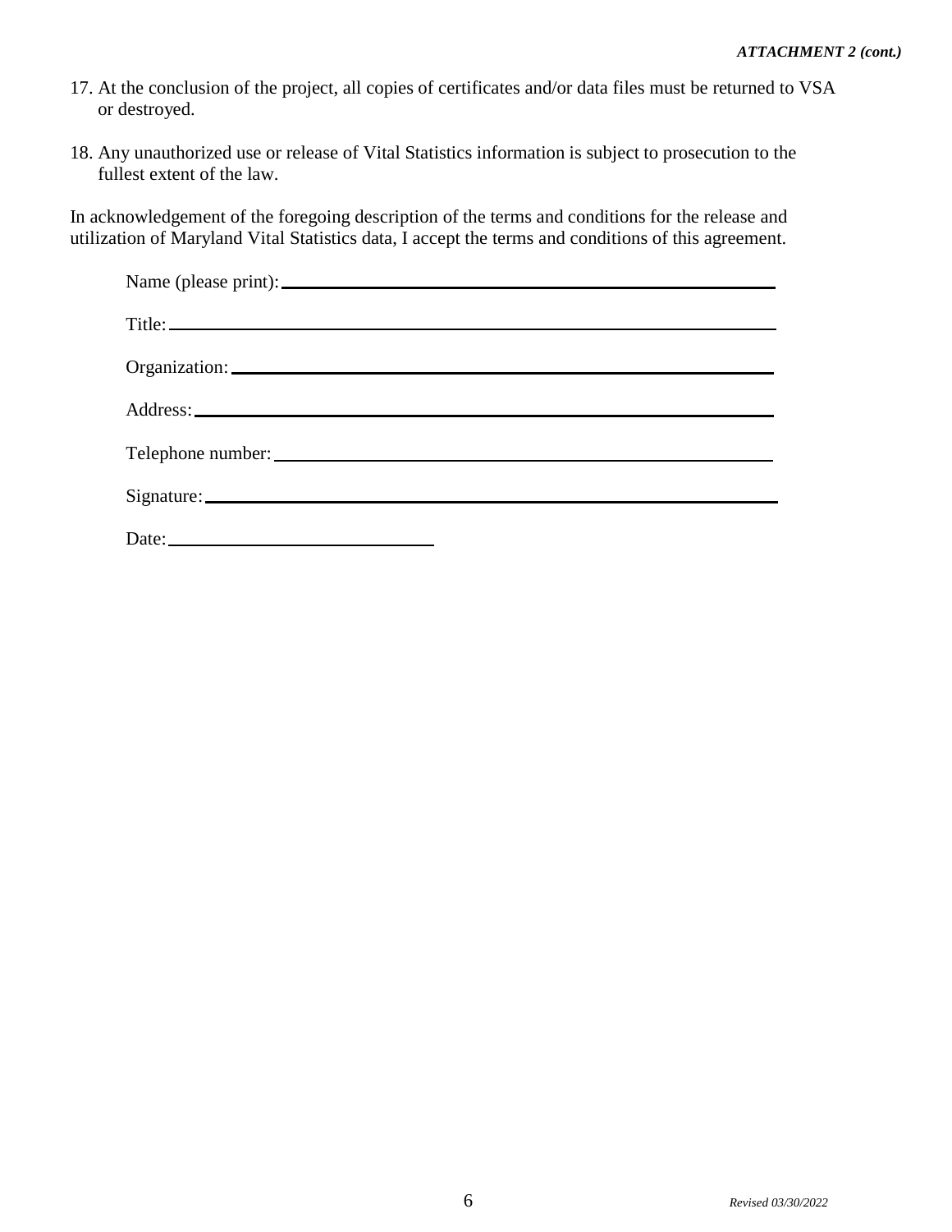*ATTACHMENT 2 (cont.)*

17. At the conclusion of the project, all copies of certificates and/or data files must be returned to VSA or destroyed.

18. Any unauthorized use or release of Vital Statistics information is subject to prosecution to the fullest extent of the law.

In acknowledgement of the foregoing description of the terms and conditions for the release and utilization of Maryland Vital Statistics data, I accept the terms and conditions of this agreement.

Name (please print): ______________________________________________

Title: ______________________________________________

Organization: ______________________________________________

Address: ______________________________________________

Telephone number: ______________________________________________

Signature: ______________________________________________

Date: ______________________

*Revised 03/30/2022*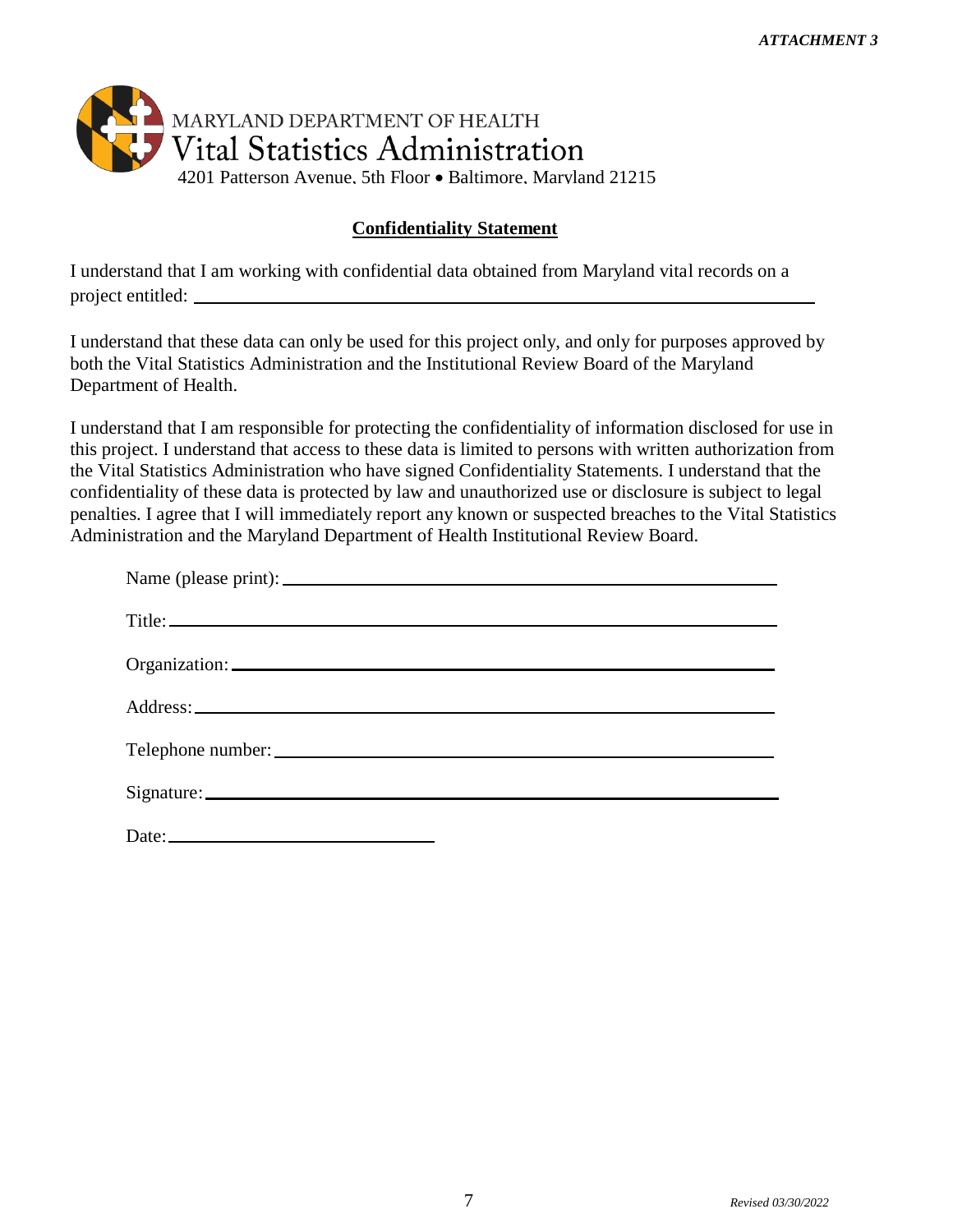*ATTACHMENT 3*

MARYLAND DEPARTMENT OF HEALTH
Vital Statistics Administration
4201 Patterson Avenue, 5th Floor • Baltimore, Maryland 21215

## **Confidentiality Statement**

I understand that I am working with confidential data obtained from Maryland vital records on a project entitled: \_\_\_\_\_\_\_\_\_\_\_\_\_\_\_\_\_\_\_\_\_\_\_\_\_\_\_\_\_\_\_\_\_\_\_\_\_\_\_\_\_\_\_\_\_\_\_\_

I understand that these data can only be used for this project only, and only for purposes approved by both the Vital Statistics Administration and the Institutional Review Board of the Maryland Department of Health.

I understand that I am responsible for protecting the confidentiality of information disclosed for use in this project. I understand that access to these data is limited to persons with written authorization from the Vital Statistics Administration who have signed Confidentiality Statements. I understand that the confidentiality of these data is protected by law and unauthorized use or disclosure is subject to legal penalties. I agree that I will immediately report any known or suspected breaches to the Vital Statistics Administration and the Maryland Department of Health Institutional Review Board.

Name (please print): \_\_\_\_\_\_\_\_\_\_\_\_\_\_\_\_\_\_\_\_\_\_\_\_\_\_\_\_\_\_\_\_\_\_\_\_\_\_\_\_

Title: \_\_\_\_\_\_\_\_\_\_\_\_\_\_\_\_\_\_\_\_\_\_\_\_\_\_\_\_\_\_\_\_\_\_\_\_\_\_\_\_\_\_\_\_\_\_\_\_\_\_

Organization: \_\_\_\_\_\_\_\_\_\_\_\_\_\_\_\_\_\_\_\_\_\_\_\_\_\_\_\_\_\_\_\_\_\_\_\_\_\_\_\_\_\_\_\_

Address: \_\_\_\_\_\_\_\_\_\_\_\_\_\_\_\_\_\_\_\_\_\_\_\_\_\_\_\_\_\_\_\_\_\_\_\_\_\_\_\_\_\_\_\_\_\_\_

Telephone number: \_\_\_\_\_\_\_\_\_\_\_\_\_\_\_\_\_\_\_\_\_\_\_\_\_\_\_\_\_\_\_\_\_\_\_\_\_\_\_\_\_

Signature: \_\_\_\_\_\_\_\_\_\_\_\_\_\_\_\_\_\_\_\_\_\_\_\_\_\_\_\_\_\_\_\_\_\_\_\_\_\_\_\_\_\_\_\_\_\_

Date: \_\_\_\_\_\_\_\_\_\_\_\_\_\_\_\_\_\_\_\_\_\_\_\_

*Revised 03/30/2022*